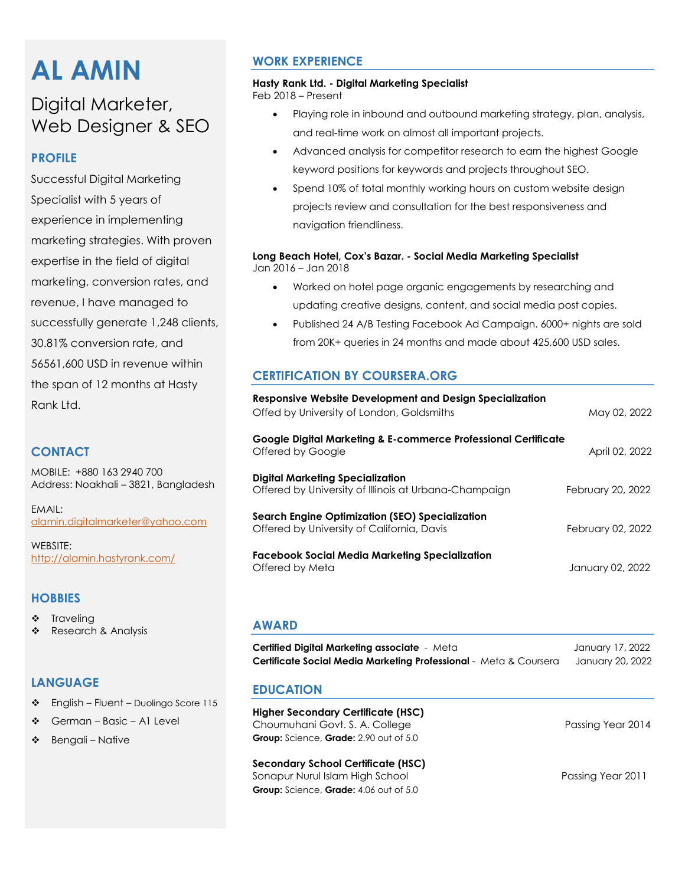# AL AMIN

## Digital Marketer, Web Designer & SEO

### PROFILE

Successful Digital Marketing Specialist with 5 years of experience in implementing marketing strategies. With proven expertise in the field of digital marketing, conversion rates, and revenue, I have managed to successfully generate 1,248 clients, 30.81% conversion rate, and 56561,600 USD in revenue within the span of 12 months at Hasty Rank Ltd.

### CONTACT

MOBILE: +880 163 2940 700
Address: Noakhali – 3821, Bangladesh

EMAIL:
alamin.digitalmarketer@yahoo.com

WEBSITE:
http://alamin.hastyrank.com/

### HOBBIES

- Traveling
- Research & Analysis

### LANGUAGE

- English – Fluent – Duolingo Score 115
- German – Basic – A1 Level
- Bengali – Native

### WORK EXPERIENCE

**Hasty Rank Ltd. - Digital Marketing Specialist**
Feb 2018 – Present

- Playing role in inbound and outbound marketing strategy, plan, analysis, and real-time work on almost all important projects.
- Advanced analysis for competitor research to earn the highest Google keyword positions for keywords and projects throughout SEO.
- Spend 10% of total monthly working hours on custom website design projects review and consultation for the best responsiveness and navigation friendliness.

**Long Beach Hotel, Cox's Bazar. - Social Media Marketing Specialist**
Jan 2016 – Jan 2018

- Worked on hotel page organic engagements by researching and updating creative designs, content, and social media post copies.
- Published 24 A/B Testing Facebook Ad Campaign. 6000+ nights are sold from 20K+ queries in 24 months and made about 425,600 USD sales.

### CERTIFICATION BY COURSERA.ORG

**Responsive Website Development and Design Specialization**
Offed by University of London, Goldsmiths — May 02, 2022

**Google Digital Marketing & E-commerce Professional Certificate**
Offered by Google — April 02, 2022

**Digital Marketing Specialization**
Offered by University of Illinois at Urbana-Champaign — February 20, 2022

**Search Engine Optimization (SEO) Specialization**
Offered by University of California, Davis — February 02, 2022

**Facebook Social Media Marketing Specialization**
Offered by Meta — January 02, 2022

### AWARD

**Certified Digital Marketing associate** - Meta — January 17, 2022
**Certificate Social Media Marketing Professional** - Meta & Coursera — January 20, 2022

### EDUCATION

**Higher Secondary Certificate (HSC)**
Choumuhani Govt. S. A. College — Passing Year 2014
**Group:** Science, **Grade:** 2.90 out of 5.0

**Secondary School Certificate (HSC)**
Sonapur Nurul Islam High School — Passing Year 2011
**Group:** Science, **Grade:** 4.06 out of 5.0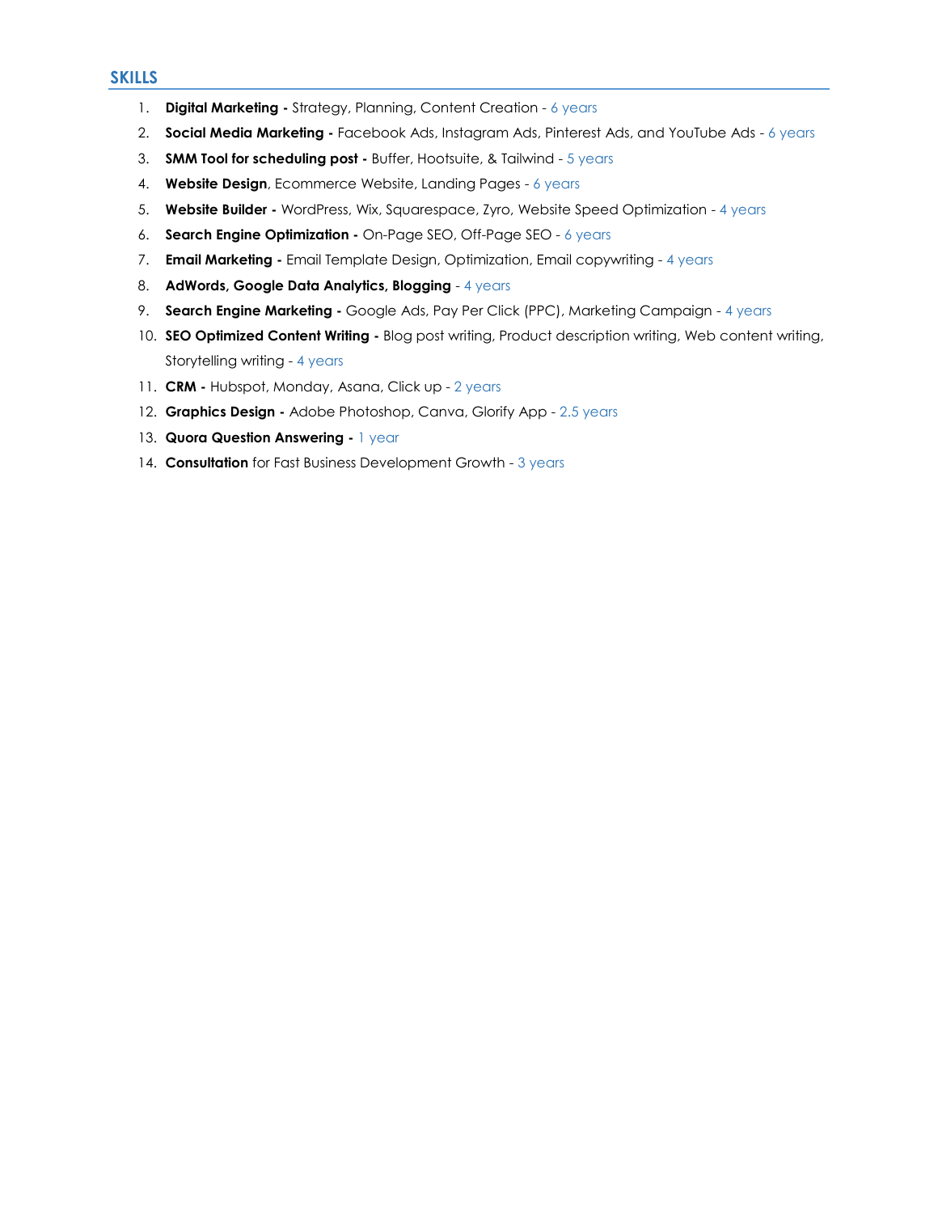## SKILLS

1. **Digital Marketing -** Strategy, Planning, Content Creation - 6 years
2. **Social Media Marketing -** Facebook Ads, Instagram Ads, Pinterest Ads, and YouTube Ads - 6 years
3. **SMM Tool for scheduling post -** Buffer, Hootsuite, & Tailwind - 5 years
4. **Website Design**, Ecommerce Website, Landing Pages - 6 years
5. **Website Builder -** WordPress, Wix, Squarespace, Zyro, Website Speed Optimization - 4 years
6. **Search Engine Optimization -** On-Page SEO, Off-Page SEO - 6 years
7. **Email Marketing -** Email Template Design, Optimization, Email copywriting - 4 years
8. **AdWords, Google Data Analytics, Blogging** - 4 years
9. **Search Engine Marketing -** Google Ads, Pay Per Click (PPC), Marketing Campaign - 4 years
10. **SEO Optimized Content Writing -** Blog post writing, Product description writing, Web content writing, Storytelling writing - 4 years
11. **CRM -** Hubspot, Monday, Asana, Click up - 2 years
12. **Graphics Design -** Adobe Photoshop, Canva, Glorify App - 2.5 years
13. **Quora Question Answering -** 1 year
14. **Consultation** for Fast Business Development Growth - 3 years